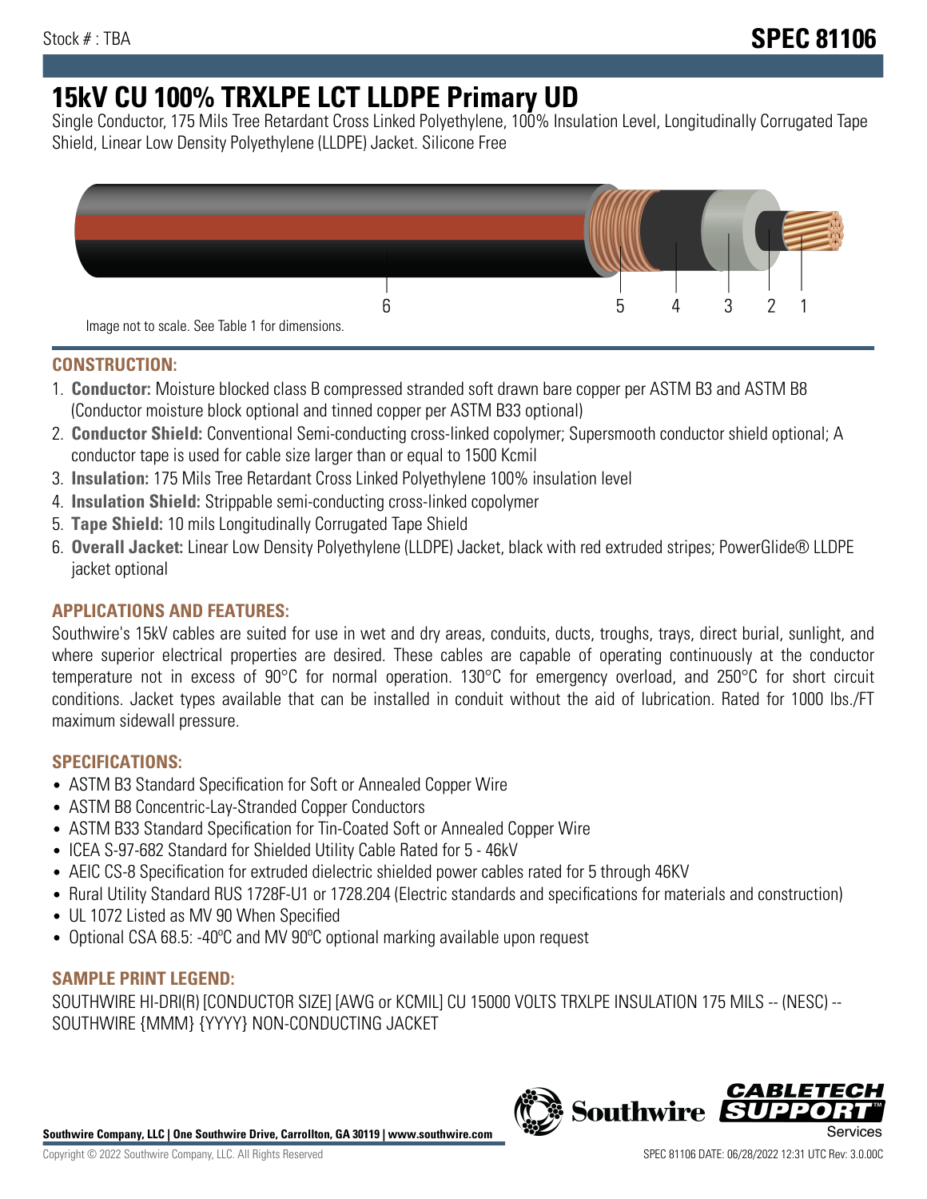Stock # : TBA

# SPEC 81106

# 15kV CU 100% TRXLPE LCT LLDPE Primary UD

Single Conductor, 175 Mils Tree Retardant Cross Linked Polyethylene, 100% Insulation Level, Longitudinally Corrugated Tape Shield, Linear Low Density Polyethylene (LLDPE) Jacket. Silicone Free

6 5 4 3 2 1

Image not to scale. See Table 1 for dimensions.

## CONSTRUCTION:

1. **Conductor:** Moisture blocked class B compressed stranded soft drawn bare copper per ASTM B3 and ASTM B8 (Conductor moisture block optional and tinned copper per ASTM B33 optional)
2. **Conductor Shield:** Conventional Semi-conducting cross-linked copolymer; Supersmooth conductor shield optional; A conductor tape is used for cable size larger than or equal to 1500 Kcmil
3. **Insulation:** 175 Mils Tree Retardant Cross Linked Polyethylene 100% insulation level
4. **Insulation Shield:** Strippable semi-conducting cross-linked copolymer
5. **Tape Shield:** 10 mils Longitudinally Corrugated Tape Shield
6. **Overall Jacket:** Linear Low Density Polyethylene (LLDPE) Jacket, black with red extruded stripes; PowerGlide® LLDPE jacket optional

## APPLICATIONS AND FEATURES:

Southwire's 15kV cables are suited for use in wet and dry areas, conduits, ducts, troughs, trays, direct burial, sunlight, and where superior electrical properties are desired. These cables are capable of operating continuously at the conductor temperature not in excess of 90°C for normal operation. 130°C for emergency overload, and 250°C for short circuit conditions. Jacket types available that can be installed in conduit without the aid of lubrication. Rated for 1000 lbs./FT maximum sidewall pressure.

## SPECIFICATIONS:

- ASTM B3 Standard Specification for Soft or Annealed Copper Wire
- ASTM B8 Concentric-Lay-Stranded Copper Conductors
- ASTM B33 Standard Specification for Tin-Coated Soft or Annealed Copper Wire
- ICEA S-97-682 Standard for Shielded Utility Cable Rated for 5 - 46kV
- AEIC CS-8 Specification for extruded dielectric shielded power cables rated for 5 through 46KV
- Rural Utility Standard RUS 1728F-U1 or 1728.204 (Electric standards and specifications for materials and construction)
- UL 1072 Listed as MV 90 When Specified
- Optional CSA 68.5: -40ºC and MV 90ºC optional marking available upon request

## SAMPLE PRINT LEGEND:

SOUTHWIRE HI-DRI(R) [CONDUCTOR SIZE] [AWG or KCMIL] CU 15000 VOLTS TRXLPE INSULATION 175 MILS -- (NESC) -- SOUTHWIRE {MMM} {YYYY} NON-CONDUCTING JACKET

**Southwire Company, LLC | One Southwire Drive, Carrollton, GA 30119 | www.southwire.com**

Copyright © 2022 Southwire Company, LLC. All Rights Reserved

SPEC 81106 DATE: 06/28/2022 12:31 UTC Rev: 3.0.00C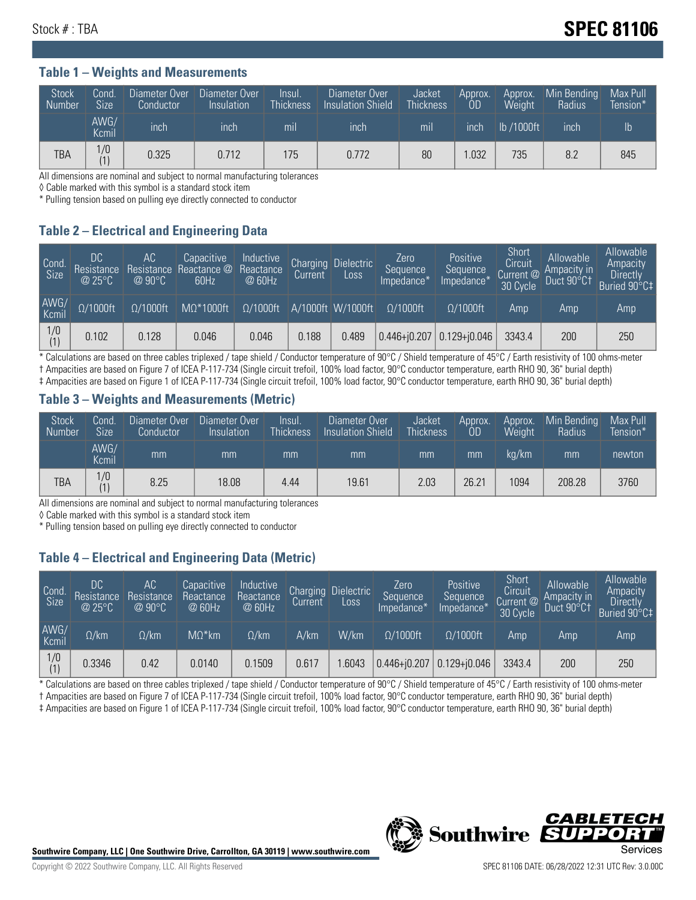Stock # : TBA

# SPEC 81106

## Table 1 – Weights and Measurements

| Stock Number | Cond. Size | Diameter Over Conductor | Diameter Over Insulation | Insul. Thickness | Diameter Over Insulation Shield | Jacket Thickness | Approx. OD | Approx. Weight | Min Bending Radius | Max Pull Tension* |
|---|---|---|---|---|---|---|---|---|---|---|
| | AWG/ Kcmil | inch | inch | mil | inch | mil | inch | lb /1000ft | inch | lb |
| TBA | 1/0 (1) | 0.325 | 0.712 | 175 | 0.772 | 80 | 1.032 | 735 | 8.2 | 845 |

All dimensions are nominal and subject to normal manufacturing tolerances

◊ Cable marked with this symbol is a standard stock item

* Pulling tension based on pulling eye directly connected to conductor

## Table 2 – Electrical and Engineering Data

| Cond. Size | DC Resistance @ 25°C | AC Resistance @ 90°C | Capacitive Reactance @ 60Hz | Inductive Reactance @ 60Hz | Charging Current | Dielectric Loss | Zero Sequence Impedance* | Positive Sequence Impedance* | Short Circuit Current @ 30 Cycle | Allowable Ampacity in Duct 90°C† | Allowable Ampacity Directly Buried 90°C‡ |
|---|---|---|---|---|---|---|---|---|---|---|---|
| AWG/ Kcmil | Ω/1000ft | Ω/1000ft | MΩ*1000ft | Ω/1000ft | A/1000ft | W/1000ft | Ω/1000ft | Ω/1000ft | Amp | Amp | Amp |
| 1/0 (1) | 0.102 | 0.128 | 0.046 | 0.046 | 0.188 | 0.489 | 0.446+j0.207 | 0.129+j0.046 | 3343.4 | 200 | 250 |

* Calculations are based on three cables triplexed / tape shield / Conductor temperature of 90°C / Shield temperature of 45°C / Earth resistivity of 100 ohms-meter

† Ampacities are based on Figure 7 of ICEA P-117-734 (Single circuit trefoil, 100% load factor, 90°C conductor temperature, earth RHO 90, 36" burial depth)

‡ Ampacities are based on Figure 1 of ICEA P-117-734 (Single circuit trefoil, 100% load factor, 90°C conductor temperature, earth RHO 90, 36" burial depth)

## Table 3 – Weights and Measurements (Metric)

| Stock Number | Cond. Size | Diameter Over Conductor | Diameter Over Insulation | Insul. Thickness | Diameter Over Insulation Shield | Jacket Thickness | Approx. OD | Approx. Weight | Min Bending Radius | Max Pull Tension* |
|---|---|---|---|---|---|---|---|---|---|---|
| | AWG/ Kcmil | mm | mm | mm | mm | mm | mm | kg/km | mm | newton |
| TBA | 1/0 (1) | 8.25 | 18.08 | 4.44 | 19.61 | 2.03 | 26.21 | 1094 | 208.28 | 3760 |

All dimensions are nominal and subject to normal manufacturing tolerances

◊ Cable marked with this symbol is a standard stock item

* Pulling tension based on pulling eye directly connected to conductor

## Table 4 – Electrical and Engineering Data (Metric)

| Cond. Size | DC Resistance @ 25°C | AC Resistance @ 90°C | Capacitive Reactance @ 60Hz | Inductive Reactance @ 60Hz | Charging Current | Dielectric Loss | Zero Sequence Impedance* | Positive Sequence Impedance* | Short Circuit Current @ 30 Cycle | Allowable Ampacity in Duct 90°C† | Allowable Ampacity Directly Buried 90°C‡ |
|---|---|---|---|---|---|---|---|---|---|---|---|
| AWG/ Kcmil | Ω/km | Ω/km | MΩ*km | Ω/km | A/km | W/km | Ω/1000ft | Ω/1000ft | Amp | Amp | Amp |
| 1/0 (1) | 0.3346 | 0.42 | 0.0140 | 0.1509 | 0.617 | 1.6043 | 0.446+j0.207 | 0.129+j0.046 | 3343.4 | 200 | 250 |

* Calculations are based on three cables triplexed / tape shield / Conductor temperature of 90°C / Shield temperature of 45°C / Earth resistivity of 100 ohms-meter

† Ampacities are based on Figure 7 of ICEA P-117-734 (Single circuit trefoil, 100% load factor, 90°C conductor temperature, earth RHO 90, 36" burial depth)

‡ Ampacities are based on Figure 1 of ICEA P-117-734 (Single circuit trefoil, 100% load factor, 90°C conductor temperature, earth RHO 90, 36" burial depth)

**Southwire Company, LLC | One Southwire Drive, Carrollton, GA 30119 | www.southwire.com**

Copyright © 2022 Southwire Company, LLC. All Rights Reserved

SPEC 81106 DATE: 06/28/2022 12:31 UTC Rev: 3.0.00C